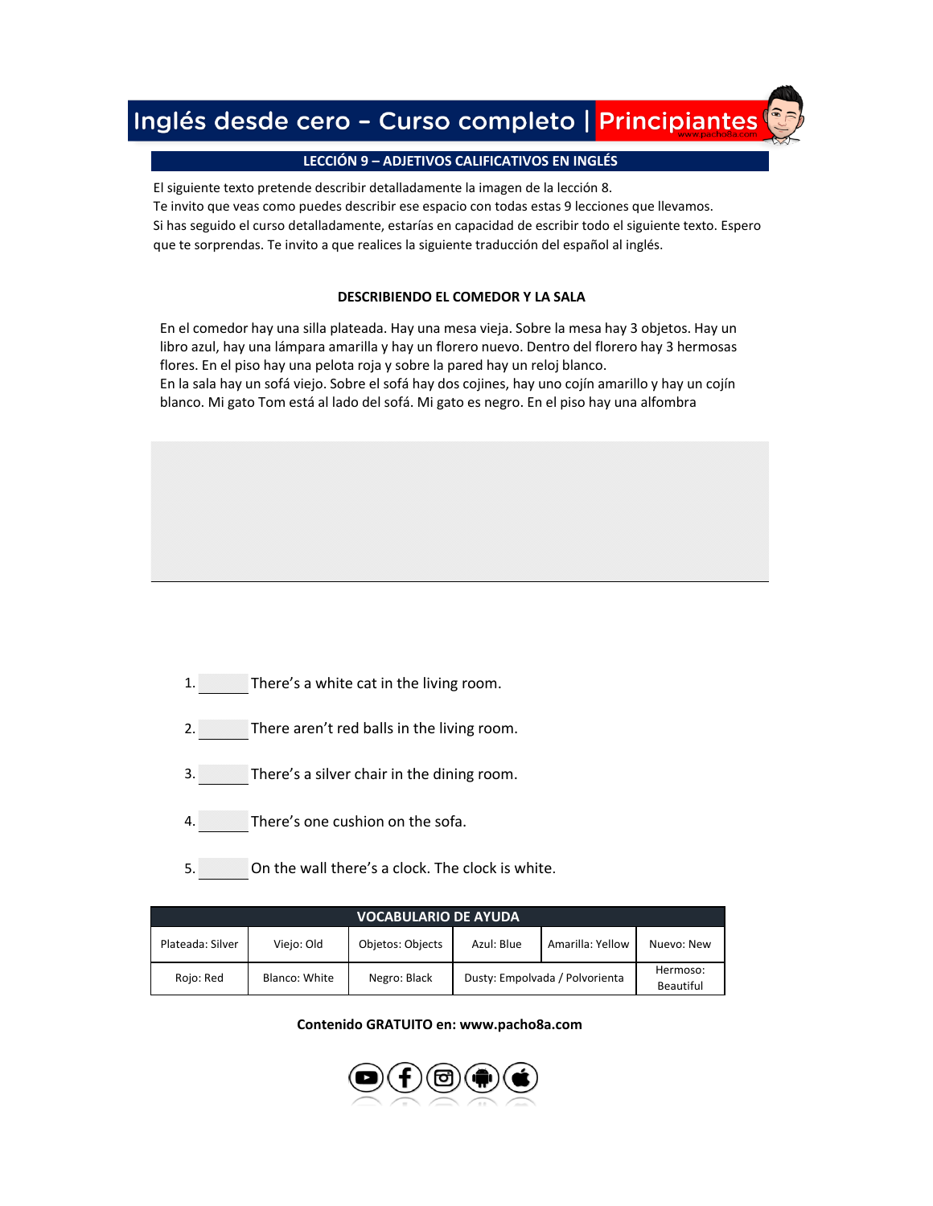# Inglés desde cero – Curso completo | Principiantes

## LECCIÓN 9 – ADJETIVOS CALIFICATIVOS EN INGLÉS

El siguiente texto pretende describir detalladamente la imagen de la lección 8.
Te invito que veas como puedes describir ese espacio con todas estas 9 lecciones que llevamos.
Si has seguido el curso detalladamente, estarías en capacidad de escribir todo el siguiente texto. Espero que te sorprendas. Te invito a que realices la siguiente traducción del español al inglés.

### DESCRIBIENDO EL COMEDOR Y LA SALA

En el comedor hay una silla plateada. Hay una mesa vieja. Sobre la mesa hay 3 objetos. Hay un libro azul, hay una lámpara amarilla y hay un florero nuevo. Dentro del florero hay 3 hermosas flores. En el piso hay una pelota roja y sobre la pared hay un reloj blanco.
En la sala hay un sofá viejo. Sobre el sofá hay dos cojines, hay uno cojín amarillo y hay un cojín blanco. Mi gato Tom está al lado del sofá. Mi gato es negro. En el piso hay una alfombra

1. ______ There's a white cat in the living room.
2. ______ There aren't red balls in the living room.
3. ______ There's a silver chair in the dining room.
4. ______ There's one cushion on the sofa.
5. ______ On the wall there's a clock. The clock is white.

| VOCABULARIO DE AYUDA | | | | | |
|---|---|---|---|---|---|
| Plateada: Silver | Viejo: Old | Objetos: Objects | Azul: Blue | Amarilla: Yellow | Nuevo: New |
| Rojo: Red | Blanco: White | Negro: Black | Dusty: Empolvada / Polvorienta | | Hermoso: Beautiful |

**Contenido GRATUITO en: www.pacho8a.com**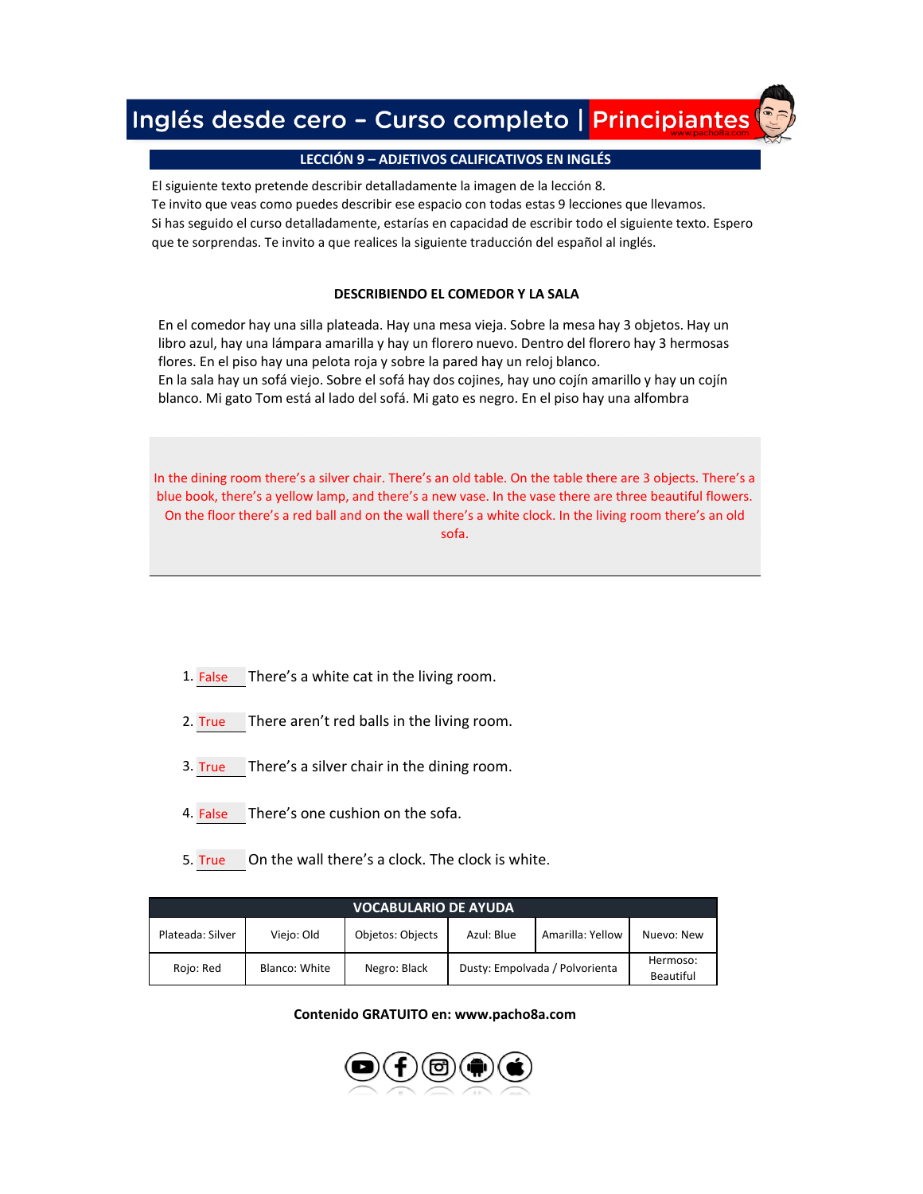# Inglés desde cero – Curso completo | Principiantes

## LECCIÓN 9 – ADJETIVOS CALIFICATIVOS EN INGLÉS

El siguiente texto pretende describir detalladamente la imagen de la lección 8.
Te invito que veas como puedes describir ese espacio con todas estas 9 lecciones que llevamos.
Si has seguido el curso detalladamente, estarías en capacidad de escribir todo el siguiente texto. Espero que te sorprendas. Te invito a que realices la siguiente traducción del español al inglés.

### DESCRIBIENDO EL COMEDOR Y LA SALA

En el comedor hay una silla plateada. Hay una mesa vieja. Sobre la mesa hay 3 objetos. Hay un libro azul, hay una lámpara amarilla y hay un florero nuevo. Dentro del florero hay 3 hermosas flores. En el piso hay una pelota roja y sobre la pared hay un reloj blanco.
En la sala hay un sofá viejo. Sobre el sofá hay dos cojines, hay uno cojín amarillo y hay un cojín blanco. Mi gato Tom está al lado del sofá. Mi gato es negro. En el piso hay una alfombra

In the dining room there's a silver chair. There's an old table. On the table there are 3 objects. There's a blue book, there's a yellow lamp, and there's a new vase. In the vase there are three beautiful flowers. On the floor there's a red ball and on the wall there's a white clock. In the living room there's an old sofa.

1. False There's a white cat in the living room.
2. True There aren't red balls in the living room.
3. True There's a silver chair in the dining room.
4. False There's one cushion on the sofa.
5. True On the wall there's a clock. The clock is white.

| VOCABULARIO DE AYUDA | | | | | |
|---|---|---|---|---|---|
| Plateada: Silver | Viejo: Old | Objetos: Objects | Azul: Blue | Amarilla: Yellow | Nuevo: New |
| Rojo: Red | Blanco: White | Negro: Black | Dusty: Empolvada / Polvorienta | | Hermoso: Beautiful |

**Contenido GRATUITO en: www.pacho8a.com**